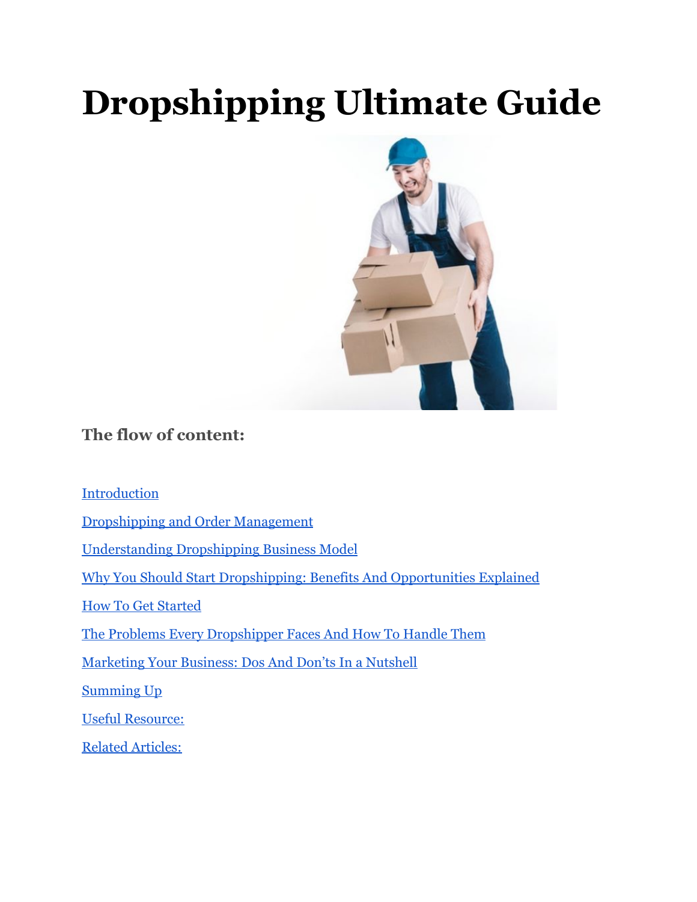# Dropshipping Ultimate Guide

### The flow of content:

[Introduction](#)

[Dropshipping and Order Management](#)

[Understanding Dropshipping Business Model](#)

[Why You Should Start Dropshipping: Benefits And Opportunities Explained](#)

[How To Get Started](#)

[The Problems Every Dropshipper Faces And How To Handle Them](#)

[Marketing Your Business: Dos And Don’ts In a Nutshell](#)

[Summing Up](#)

[Useful Resource:](#)

[Related Articles:](#)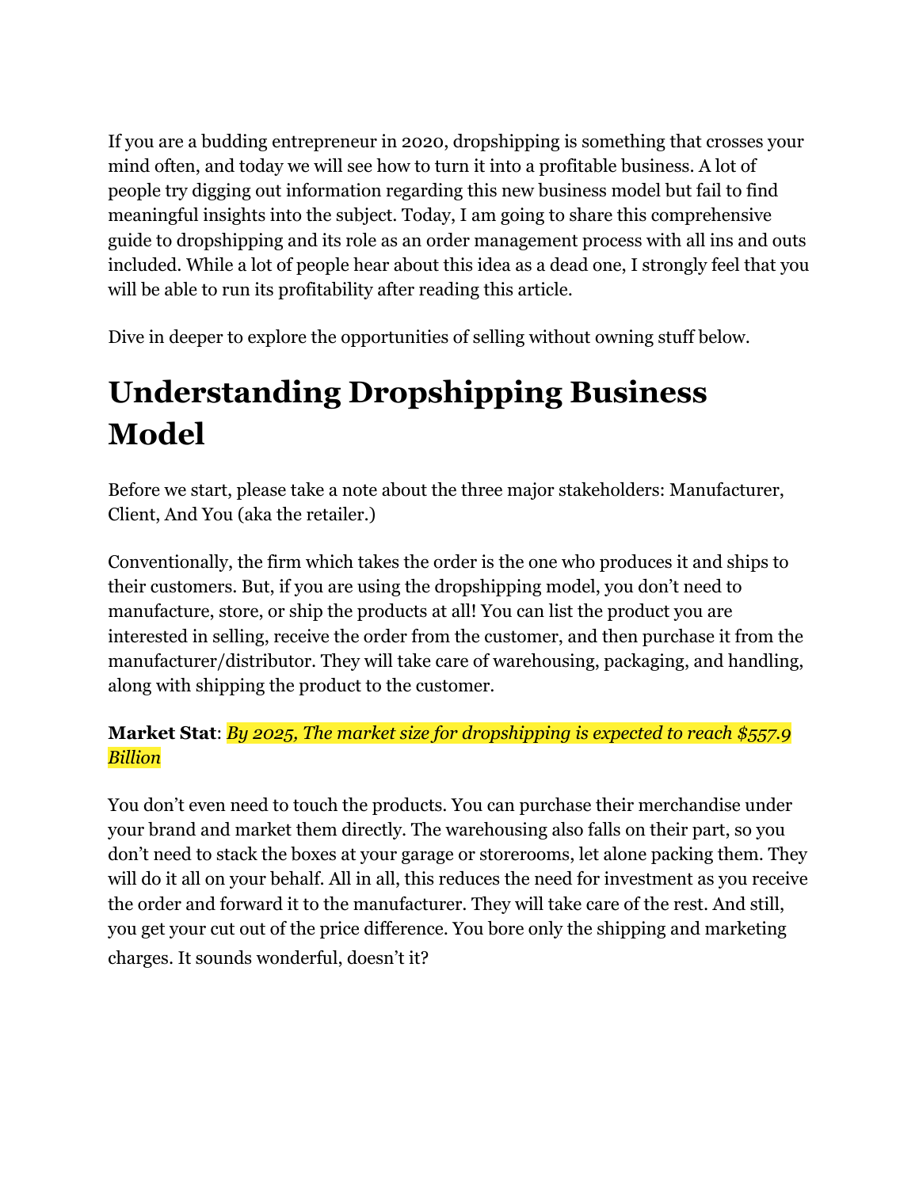If you are a budding entrepreneur in 2020, dropshipping is something that crosses your mind often, and today we will see how to turn it into a profitable business. A lot of people try digging out information regarding this new business model but fail to find meaningful insights into the subject. Today, I am going to share this comprehensive guide to dropshipping and its role as an order management process with all ins and outs included. While a lot of people hear about this idea as a dead one, I strongly feel that you will be able to run its profitability after reading this article.

Dive in deeper to explore the opportunities of selling without owning stuff below.

# Understanding Dropshipping Business Model

Before we start, please take a note about the three major stakeholders: Manufacturer, Client, And You (aka the retailer.)

Conventionally, the firm which takes the order is the one who produces it and ships to their customers. But, if you are using the dropshipping model, you don't need to manufacture, store, or ship the products at all! You can list the product you are interested in selling, receive the order from the customer, and then purchase it from the manufacturer/distributor. They will take care of warehousing, packaging, and handling, along with shipping the product to the customer.

**Market Stat**: *By 2025, The market size for dropshipping is expected to reach $557.9 Billion*

You don't even need to touch the products. You can purchase their merchandise under your brand and market them directly. The warehousing also falls on their part, so you don't need to stack the boxes at your garage or storerooms, let alone packing them. They will do it all on your behalf. All in all, this reduces the need for investment as you receive the order and forward it to the manufacturer. They will take care of the rest. And still, you get your cut out of the price difference. You bore only the shipping and marketing charges. It sounds wonderful, doesn't it?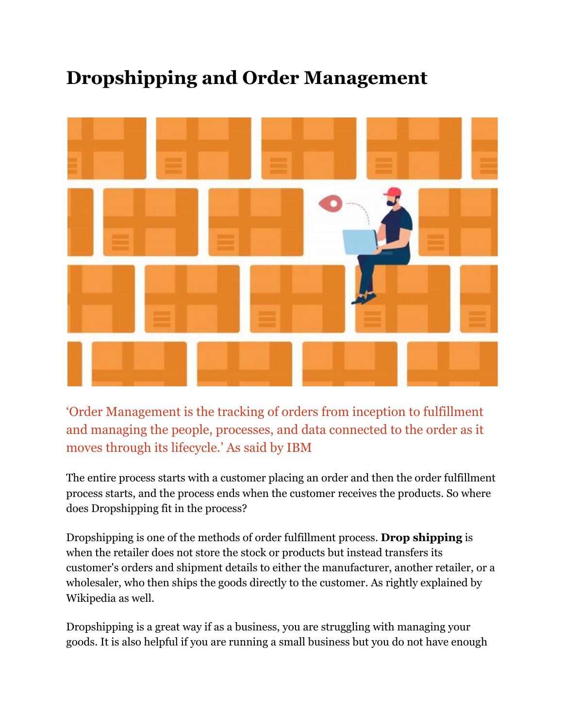# Dropshipping and Order Management

‘Order Management is the tracking of orders from inception to fulfillment and managing the people, processes, and data connected to the order as it moves through its lifecycle.’ As said by IBM

The entire process starts with a customer placing an order and then the order fulfillment process starts, and the process ends when the customer receives the products. So where does Dropshipping fit in the process?

Dropshipping is one of the methods of order fulfillment process. **Drop shipping** is when the retailer does not store the stock or products but instead transfers its customer's orders and shipment details to either the manufacturer, another retailer, or a wholesaler, who then ships the goods directly to the customer. As rightly explained by Wikipedia as well.

Dropshipping is a great way if as a business, you are struggling with managing your goods. It is also helpful if you are running a small business but you do not have enough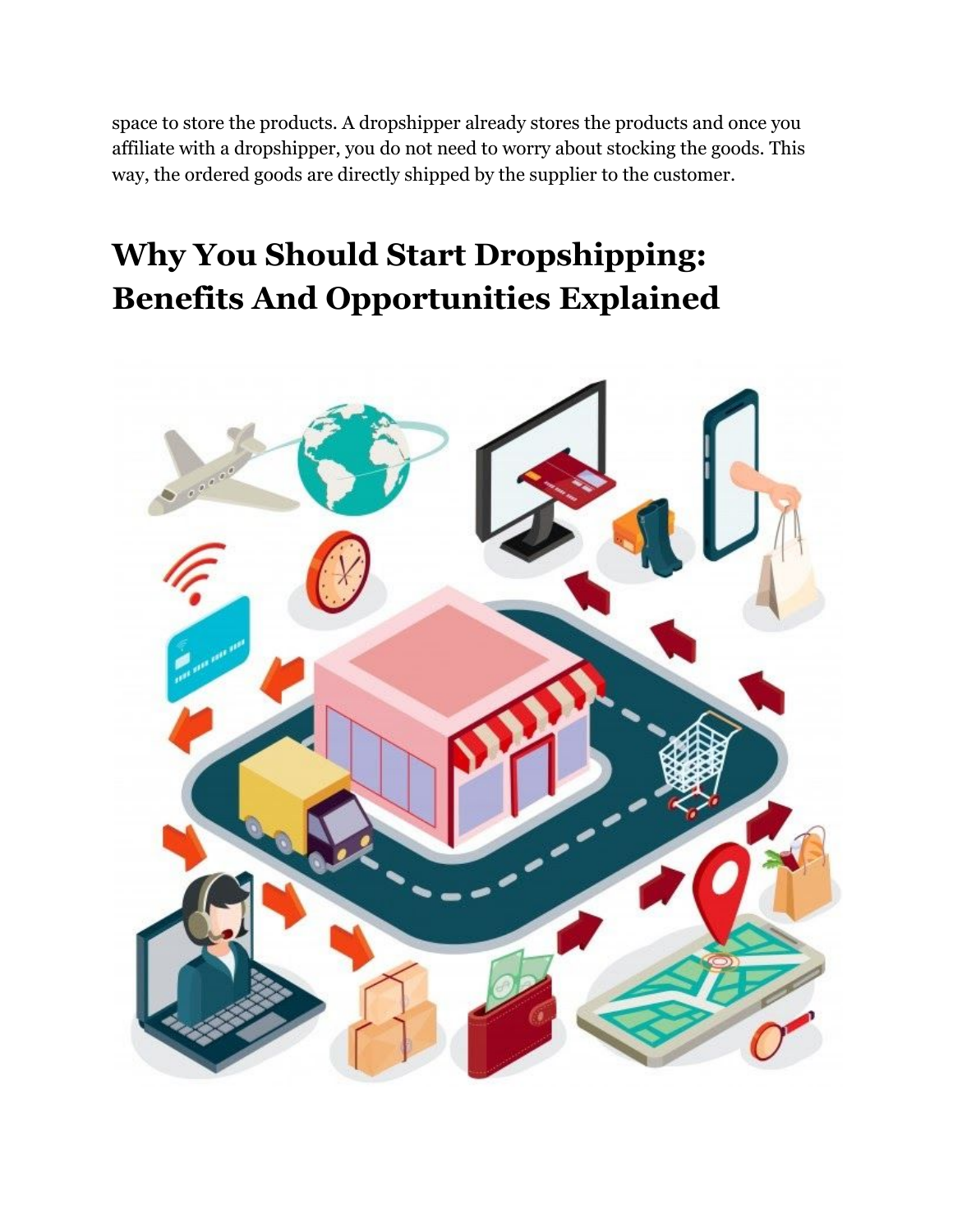space to store the products. A dropshipper already stores the products and once you affiliate with a dropshipper, you do not need to worry about stocking the goods. This way, the ordered goods are directly shipped by the supplier to the customer.

## Why You Should Start Dropshipping: Benefits And Opportunities Explained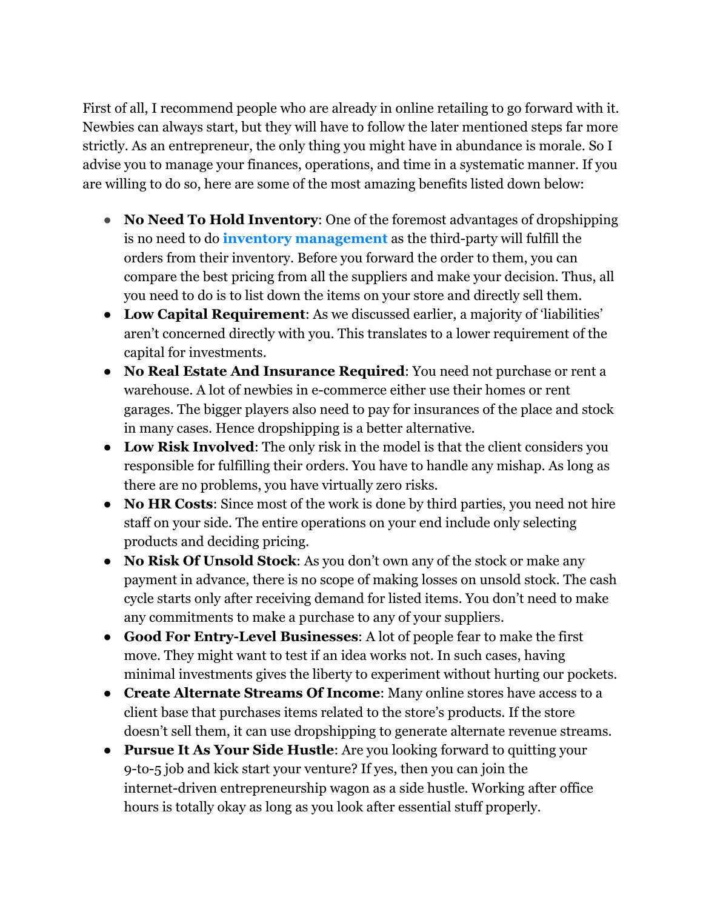First of all, I recommend people who are already in online retailing to go forward with it. Newbies can always start, but they will have to follow the later mentioned steps far more strictly. As an entrepreneur, the only thing you might have in abundance is morale. So I advise you to manage your finances, operations, and time in a systematic manner. If you are willing to do so, here are some of the most amazing benefits listed down below:

- **No Need To Hold Inventory**: One of the foremost advantages of dropshipping is no need to do **inventory management** as the third-party will fulfill the orders from their inventory. Before you forward the order to them, you can compare the best pricing from all the suppliers and make your decision. Thus, all you need to do is to list down the items on your store and directly sell them.
- **Low Capital Requirement**: As we discussed earlier, a majority of 'liabilities' aren't concerned directly with you. This translates to a lower requirement of the capital for investments.
- **No Real Estate And Insurance Required**: You need not purchase or rent a warehouse. A lot of newbies in e-commerce either use their homes or rent garages. The bigger players also need to pay for insurances of the place and stock in many cases. Hence dropshipping is a better alternative.
- **Low Risk Involved**: The only risk in the model is that the client considers you responsible for fulfilling their orders. You have to handle any mishap. As long as there are no problems, you have virtually zero risks.
- **No HR Costs**: Since most of the work is done by third parties, you need not hire staff on your side. The entire operations on your end include only selecting products and deciding pricing.
- **No Risk Of Unsold Stock**: As you don't own any of the stock or make any payment in advance, there is no scope of making losses on unsold stock. The cash cycle starts only after receiving demand for listed items. You don't need to make any commitments to make a purchase to any of your suppliers.
- **Good For Entry-Level Businesses**: A lot of people fear to make the first move. They might want to test if an idea works not. In such cases, having minimal investments gives the liberty to experiment without hurting our pockets.
- **Create Alternate Streams Of Income**: Many online stores have access to a client base that purchases items related to the store's products. If the store doesn't sell them, it can use dropshipping to generate alternate revenue streams.
- **Pursue It As Your Side Hustle**: Are you looking forward to quitting your 9-to-5 job and kick start your venture? If yes, then you can join the internet-driven entrepreneurship wagon as a side hustle. Working after office hours is totally okay as long as you look after essential stuff properly.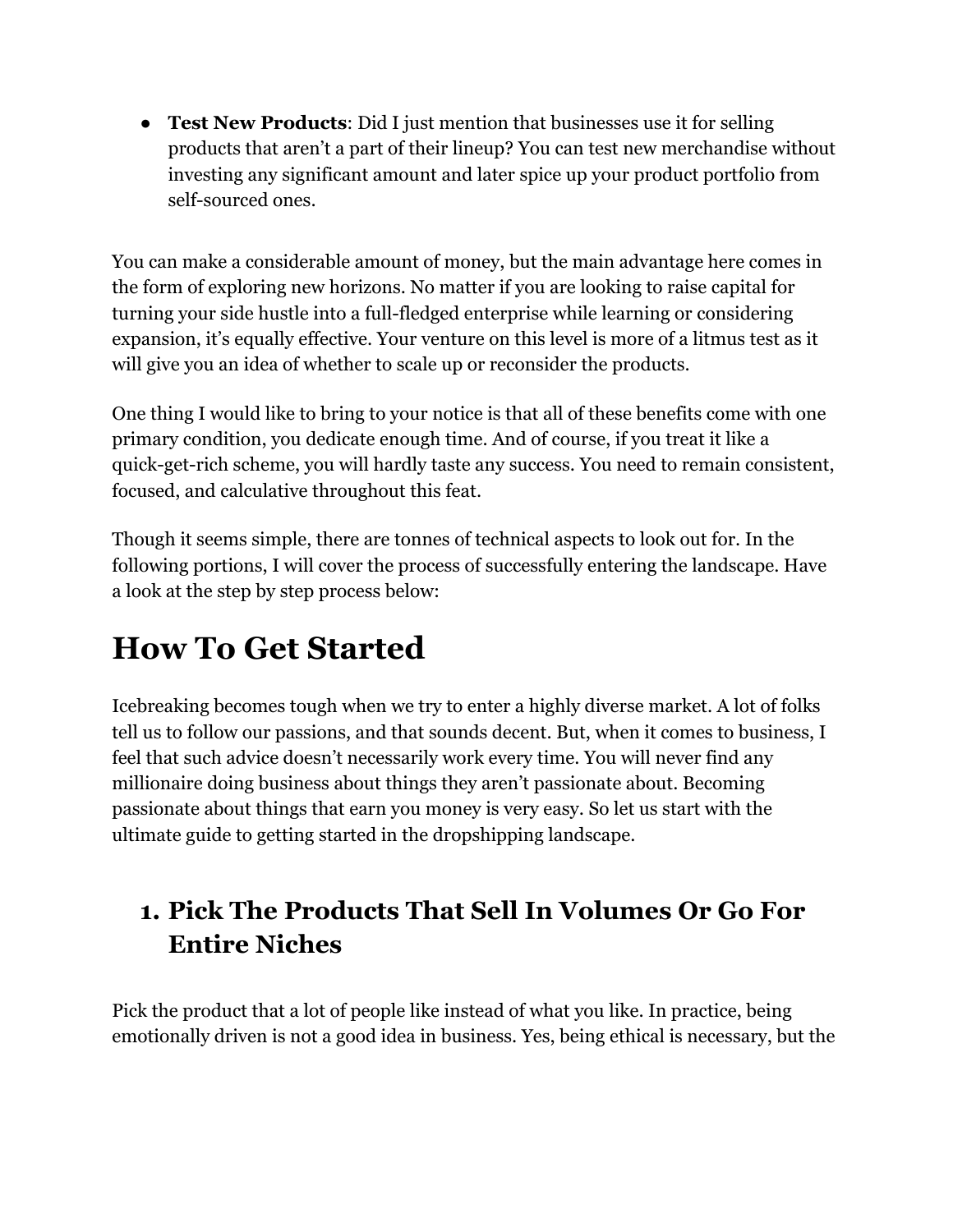- **Test New Products**: Did I just mention that businesses use it for selling products that aren't a part of their lineup? You can test new merchandise without investing any significant amount and later spice up your product portfolio from self-sourced ones.

You can make a considerable amount of money, but the main advantage here comes in the form of exploring new horizons. No matter if you are looking to raise capital for turning your side hustle into a full-fledged enterprise while learning or considering expansion, it's equally effective. Your venture on this level is more of a litmus test as it will give you an idea of whether to scale up or reconsider the products.

One thing I would like to bring to your notice is that all of these benefits come with one primary condition, you dedicate enough time. And of course, if you treat it like a quick-get-rich scheme, you will hardly taste any success. You need to remain consistent, focused, and calculative throughout this feat.

Though it seems simple, there are tonnes of technical aspects to look out for. In the following portions, I will cover the process of successfully entering the landscape. Have a look at the step by step process below:

# How To Get Started

Icebreaking becomes tough when we try to enter a highly diverse market. A lot of folks tell us to follow our passions, and that sounds decent. But, when it comes to business, I feel that such advice doesn't necessarily work every time. You will never find any millionaire doing business about things they aren't passionate about. Becoming passionate about things that earn you money is very easy. So let us start with the ultimate guide to getting started in the dropshipping landscape.

## 1. Pick The Products That Sell In Volumes Or Go For Entire Niches

Pick the product that a lot of people like instead of what you like. In practice, being emotionally driven is not a good idea in business. Yes, being ethical is necessary, but the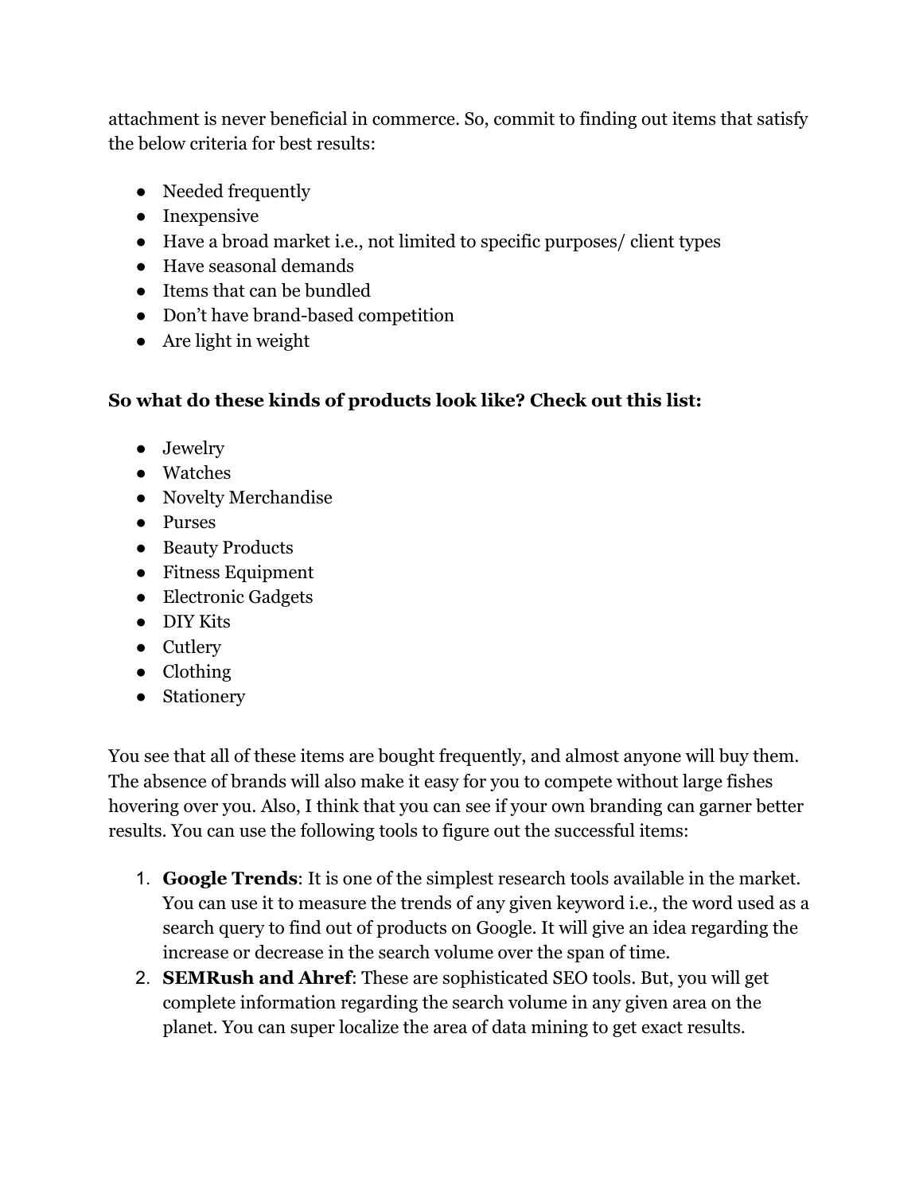attachment is never beneficial in commerce. So, commit to finding out items that satisfy the below criteria for best results:

- Needed frequently
- Inexpensive
- Have a broad market i.e., not limited to specific purposes/ client types
- Have seasonal demands
- Items that can be bundled
- Don't have brand-based competition
- Are light in weight

**So what do these kinds of products look like? Check out this list:**

- Jewelry
- Watches
- Novelty Merchandise
- Purses
- Beauty Products
- Fitness Equipment
- Electronic Gadgets
- DIY Kits
- Cutlery
- Clothing
- Stationery

You see that all of these items are bought frequently, and almost anyone will buy them. The absence of brands will also make it easy for you to compete without large fishes hovering over you. Also, I think that you can see if your own branding can garner better results. You can use the following tools to figure out the successful items:

1. **Google Trends**: It is one of the simplest research tools available in the market. You can use it to measure the trends of any given keyword i.e., the word used as a search query to find out of products on Google. It will give an idea regarding the increase or decrease in the search volume over the span of time.
2. **SEMRush and Ahref**: These are sophisticated SEO tools. But, you will get complete information regarding the search volume in any given area on the planet. You can super localize the area of data mining to get exact results.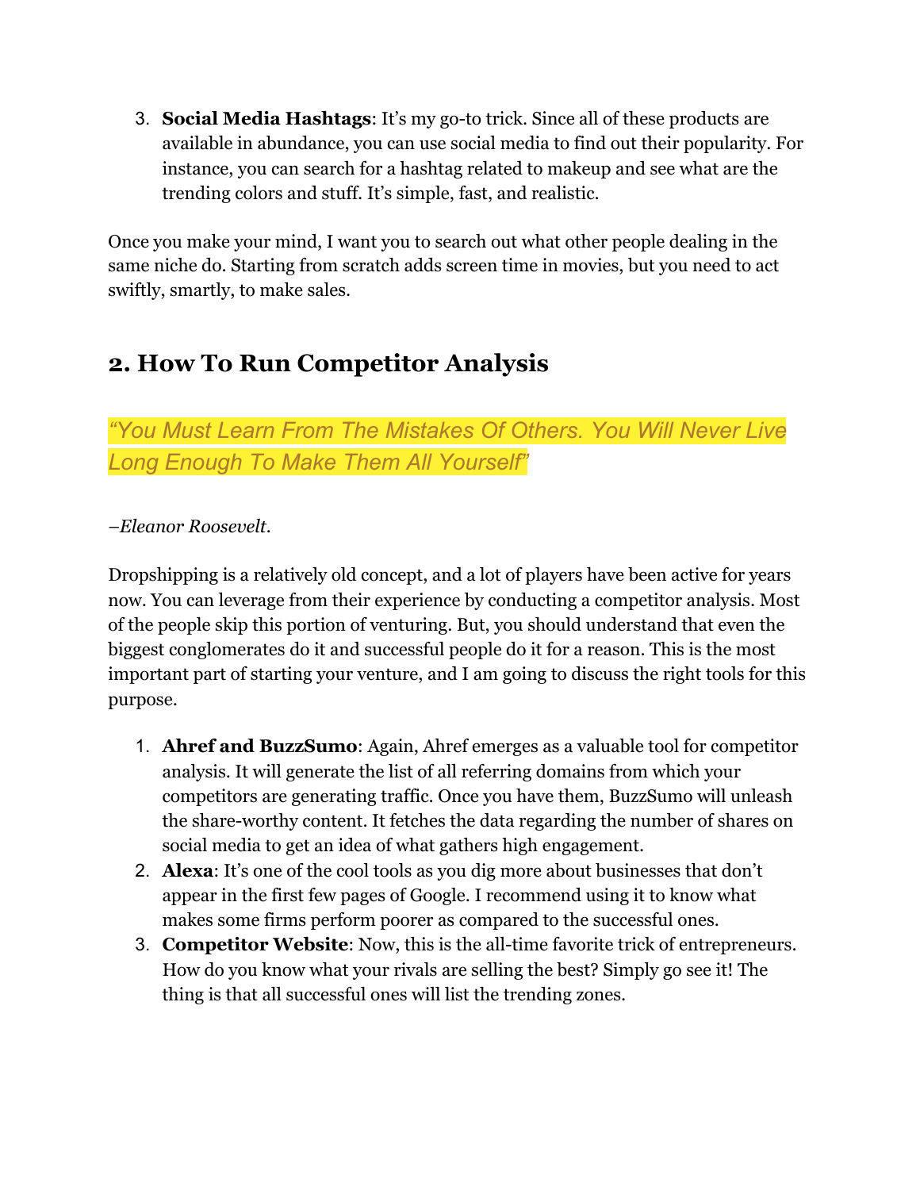3. **Social Media Hashtags**: It's my go-to trick. Since all of these products are available in abundance, you can use social media to find out their popularity. For instance, you can search for a hashtag related to makeup and see what are the trending colors and stuff. It's simple, fast, and realistic.

Once you make your mind, I want you to search out what other people dealing in the same niche do. Starting from scratch adds screen time in movies, but you need to act swiftly, smartly, to make sales.

## 2. How To Run Competitor Analysis

*"You Must Learn From The Mistakes Of Others. You Will Never Live Long Enough To Make Them All Yourself"*

*–Eleanor Roosevelt.*

Dropshipping is a relatively old concept, and a lot of players have been active for years now. You can leverage from their experience by conducting a competitor analysis. Most of the people skip this portion of venturing. But, you should understand that even the biggest conglomerates do it and successful people do it for a reason. This is the most important part of starting your venture, and I am going to discuss the right tools for this purpose.

1. **Ahref and BuzzSumo**: Again, Ahref emerges as a valuable tool for competitor analysis. It will generate the list of all referring domains from which your competitors are generating traffic. Once you have them, BuzzSumo will unleash the share-worthy content. It fetches the data regarding the number of shares on social media to get an idea of what gathers high engagement.
2. **Alexa**: It's one of the cool tools as you dig more about businesses that don't appear in the first few pages of Google. I recommend using it to know what makes some firms perform poorer as compared to the successful ones.
3. **Competitor Website**: Now, this is the all-time favorite trick of entrepreneurs. How do you know what your rivals are selling the best? Simply go see it! The thing is that all successful ones will list the trending zones.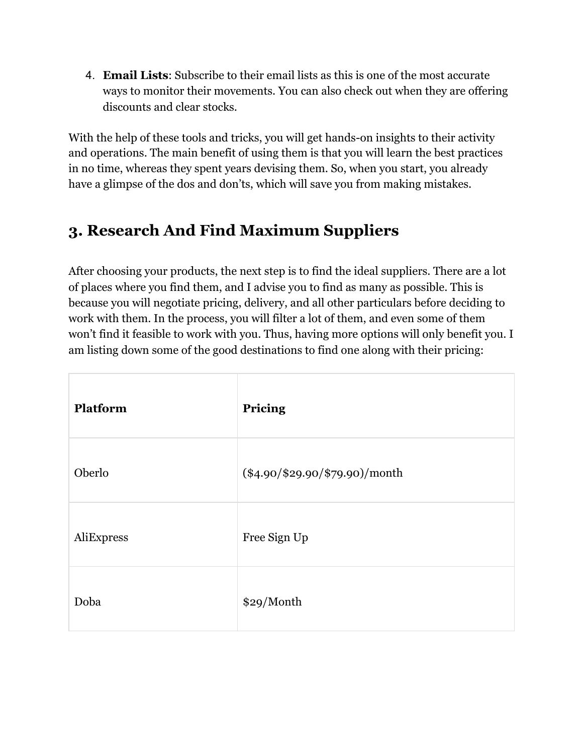4. **Email Lists**: Subscribe to their email lists as this is one of the most accurate ways to monitor their movements. You can also check out when they are offering discounts and clear stocks.

With the help of these tools and tricks, you will get hands-on insights to their activity and operations. The main benefit of using them is that you will learn the best practices in no time, whereas they spent years devising them. So, when you start, you already have a glimpse of the dos and don'ts, which will save you from making mistakes.

## 3. Research And Find Maximum Suppliers

After choosing your products, the next step is to find the ideal suppliers. There are a lot of places where you find them, and I advise you to find as many as possible. This is because you will negotiate pricing, delivery, and all other particulars before deciding to work with them. In the process, you will filter a lot of them, and even some of them won't find it feasible to work with you. Thus, having more options will only benefit you. I am listing down some of the good destinations to find one along with their pricing:

| **Platform** | **Pricing** |
| --- | --- |
| Oberlo | ($4.90/$29.90/$79.90)/month |
| AliExpress | Free Sign Up |
| Doba | $29/Month |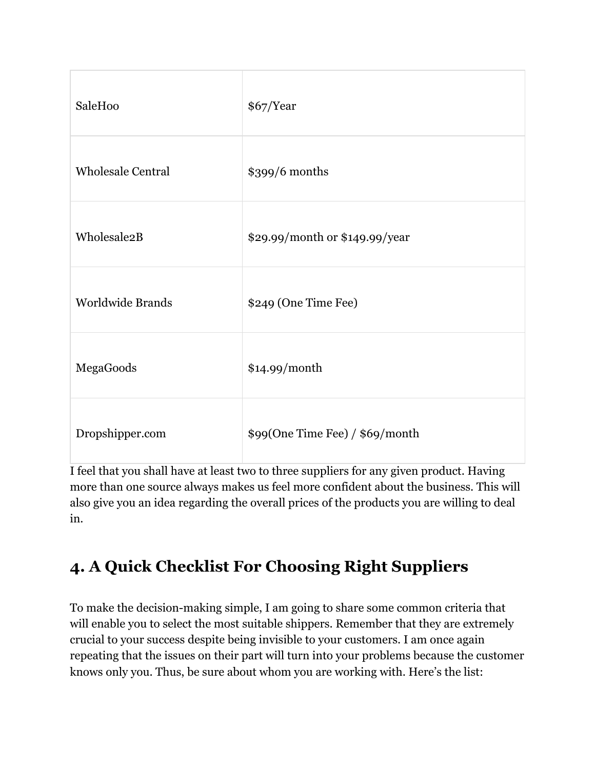| | |
|---|---|
| SaleHoo | $67/Year |
| Wholesale Central | $399/6 months |
| Wholesale2B | $29.99/month or $149.99/year |
| Worldwide Brands | $249 (One Time Fee) |
| MegaGoods | $14.99/month |
| Dropshipper.com | $99(One Time Fee) / $69/month |

I feel that you shall have at least two to three suppliers for any given product. Having more than one source always makes us feel more confident about the business. This will also give you an idea regarding the overall prices of the products you are willing to deal in.

## 4. A Quick Checklist For Choosing Right Suppliers

To make the decision-making simple, I am going to share some common criteria that will enable you to select the most suitable shippers. Remember that they are extremely crucial to your success despite being invisible to your customers. I am once again repeating that the issues on their part will turn into your problems because the customer knows only you. Thus, be sure about whom you are working with. Here's the list: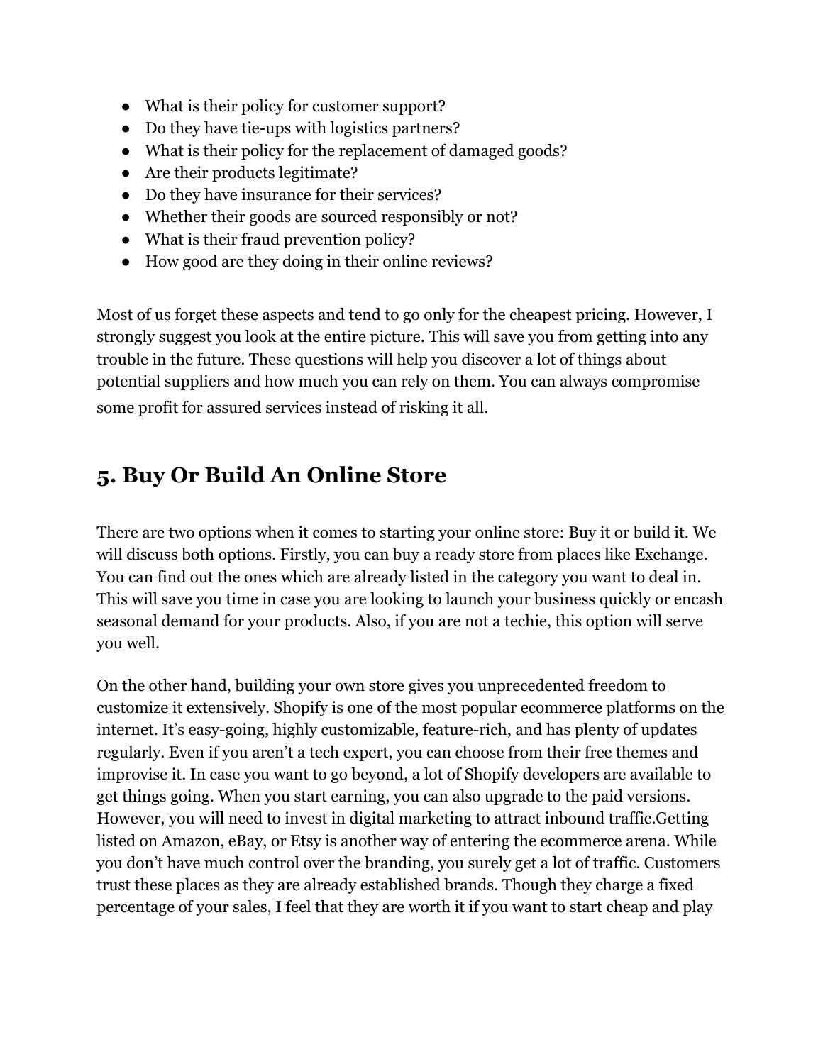- What is their policy for customer support?
- Do they have tie-ups with logistics partners?
- What is their policy for the replacement of damaged goods?
- Are their products legitimate?
- Do they have insurance for their services?
- Whether their goods are sourced responsibly or not?
- What is their fraud prevention policy?
- How good are they doing in their online reviews?

Most of us forget these aspects and tend to go only for the cheapest pricing. However, I strongly suggest you look at the entire picture. This will save you from getting into any trouble in the future. These questions will help you discover a lot of things about potential suppliers and how much you can rely on them. You can always compromise some profit for assured services instead of risking it all.

## 5. Buy Or Build An Online Store

There are two options when it comes to starting your online store: Buy it or build it. We will discuss both options. Firstly, you can buy a ready store from places like Exchange. You can find out the ones which are already listed in the category you want to deal in. This will save you time in case you are looking to launch your business quickly or encash seasonal demand for your products. Also, if you are not a techie, this option will serve you well.

On the other hand, building your own store gives you unprecedented freedom to customize it extensively. Shopify is one of the most popular ecommerce platforms on the internet. It's easy-going, highly customizable, feature-rich, and has plenty of updates regularly. Even if you aren't a tech expert, you can choose from their free themes and improvise it. In case you want to go beyond, a lot of Shopify developers are available to get things going. When you start earning, you can also upgrade to the paid versions. However, you will need to invest in digital marketing to attract inbound traffic.Getting listed on Amazon, eBay, or Etsy is another way of entering the ecommerce arena. While you don't have much control over the branding, you surely get a lot of traffic. Customers trust these places as they are already established brands. Though they charge a fixed percentage of your sales, I feel that they are worth it if you want to start cheap and play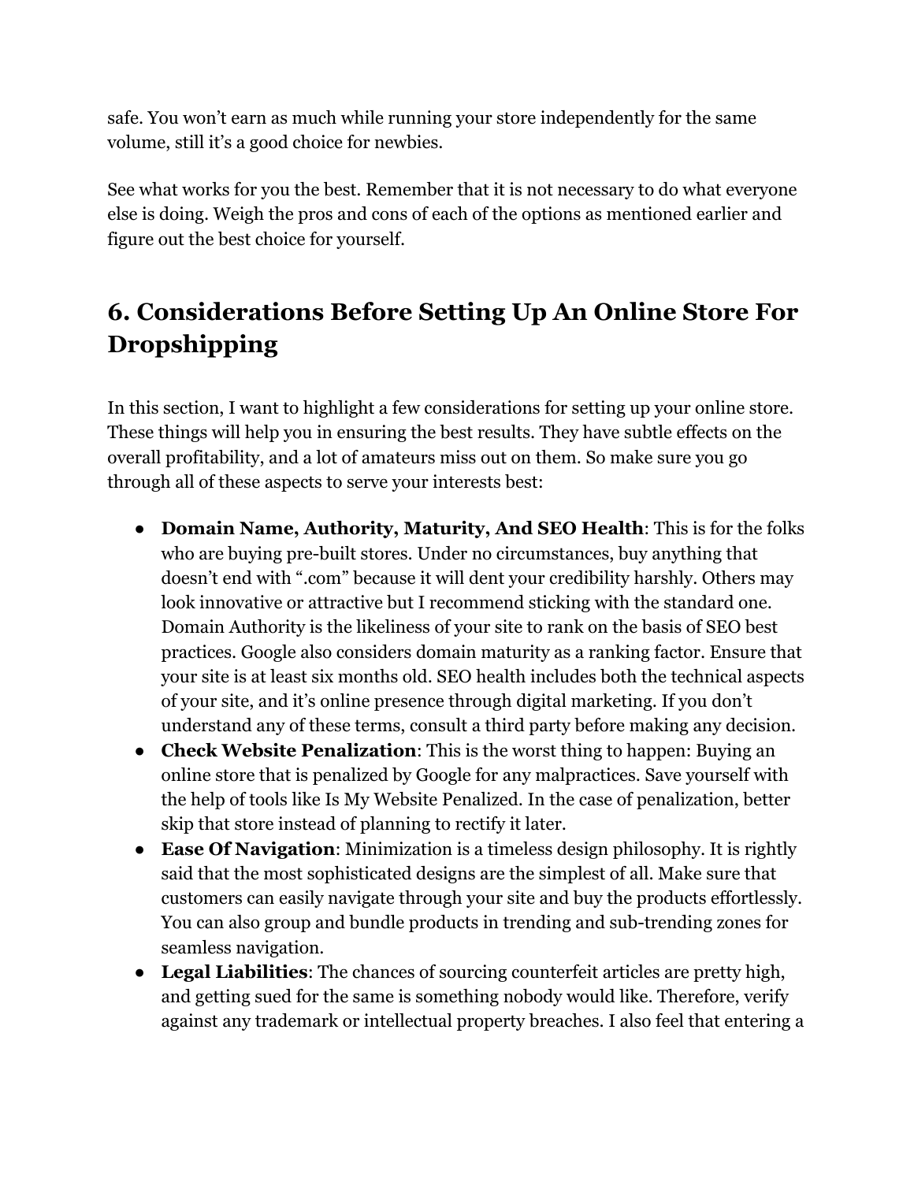safe. You won't earn as much while running your store independently for the same volume, still it's a good choice for newbies.

See what works for you the best. Remember that it is not necessary to do what everyone else is doing. Weigh the pros and cons of each of the options as mentioned earlier and figure out the best choice for yourself.

## 6. Considerations Before Setting Up An Online Store For Dropshipping

In this section, I want to highlight a few considerations for setting up your online store. These things will help you in ensuring the best results. They have subtle effects on the overall profitability, and a lot of amateurs miss out on them. So make sure you go through all of these aspects to serve your interests best:

- **Domain Name, Authority, Maturity, And SEO Health**: This is for the folks who are buying pre-built stores. Under no circumstances, buy anything that doesn't end with ".com" because it will dent your credibility harshly. Others may look innovative or attractive but I recommend sticking with the standard one. Domain Authority is the likeliness of your site to rank on the basis of SEO best practices. Google also considers domain maturity as a ranking factor. Ensure that your site is at least six months old. SEO health includes both the technical aspects of your site, and it's online presence through digital marketing. If you don't understand any of these terms, consult a third party before making any decision.
- **Check Website Penalization**: This is the worst thing to happen: Buying an online store that is penalized by Google for any malpractices. Save yourself with the help of tools like Is My Website Penalized. In the case of penalization, better skip that store instead of planning to rectify it later.
- **Ease Of Navigation**: Minimization is a timeless design philosophy. It is rightly said that the most sophisticated designs are the simplest of all. Make sure that customers can easily navigate through your site and buy the products effortlessly. You can also group and bundle products in trending and sub-trending zones for seamless navigation.
- **Legal Liabilities**: The chances of sourcing counterfeit articles are pretty high, and getting sued for the same is something nobody would like. Therefore, verify against any trademark or intellectual property breaches. I also feel that entering a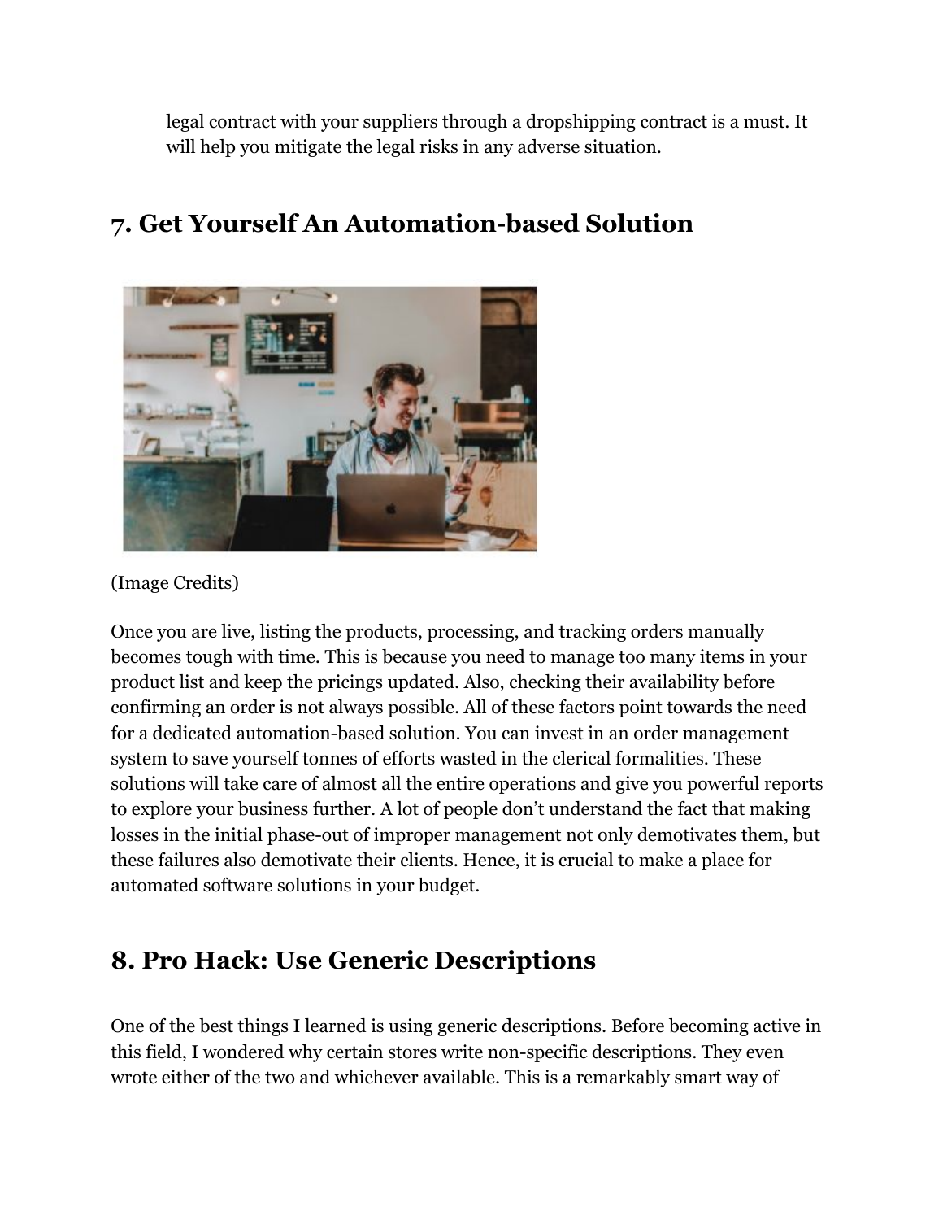legal contract with your suppliers through a dropshipping contract is a must. It will help you mitigate the legal risks in any adverse situation.

## 7. Get Yourself An Automation-based Solution

(Image Credits)

Once you are live, listing the products, processing, and tracking orders manually becomes tough with time. This is because you need to manage too many items in your product list and keep the pricings updated. Also, checking their availability before confirming an order is not always possible. All of these factors point towards the need for a dedicated automation-based solution. You can invest in an order management system to save yourself tonnes of efforts wasted in the clerical formalities. These solutions will take care of almost all the entire operations and give you powerful reports to explore your business further. A lot of people don't understand the fact that making losses in the initial phase-out of improper management not only demotivates them, but these failures also demotivate their clients. Hence, it is crucial to make a place for automated software solutions in your budget.

## 8. Pro Hack: Use Generic Descriptions

One of the best things I learned is using generic descriptions. Before becoming active in this field, I wondered why certain stores write non-specific descriptions. They even wrote either of the two and whichever available. This is a remarkably smart way of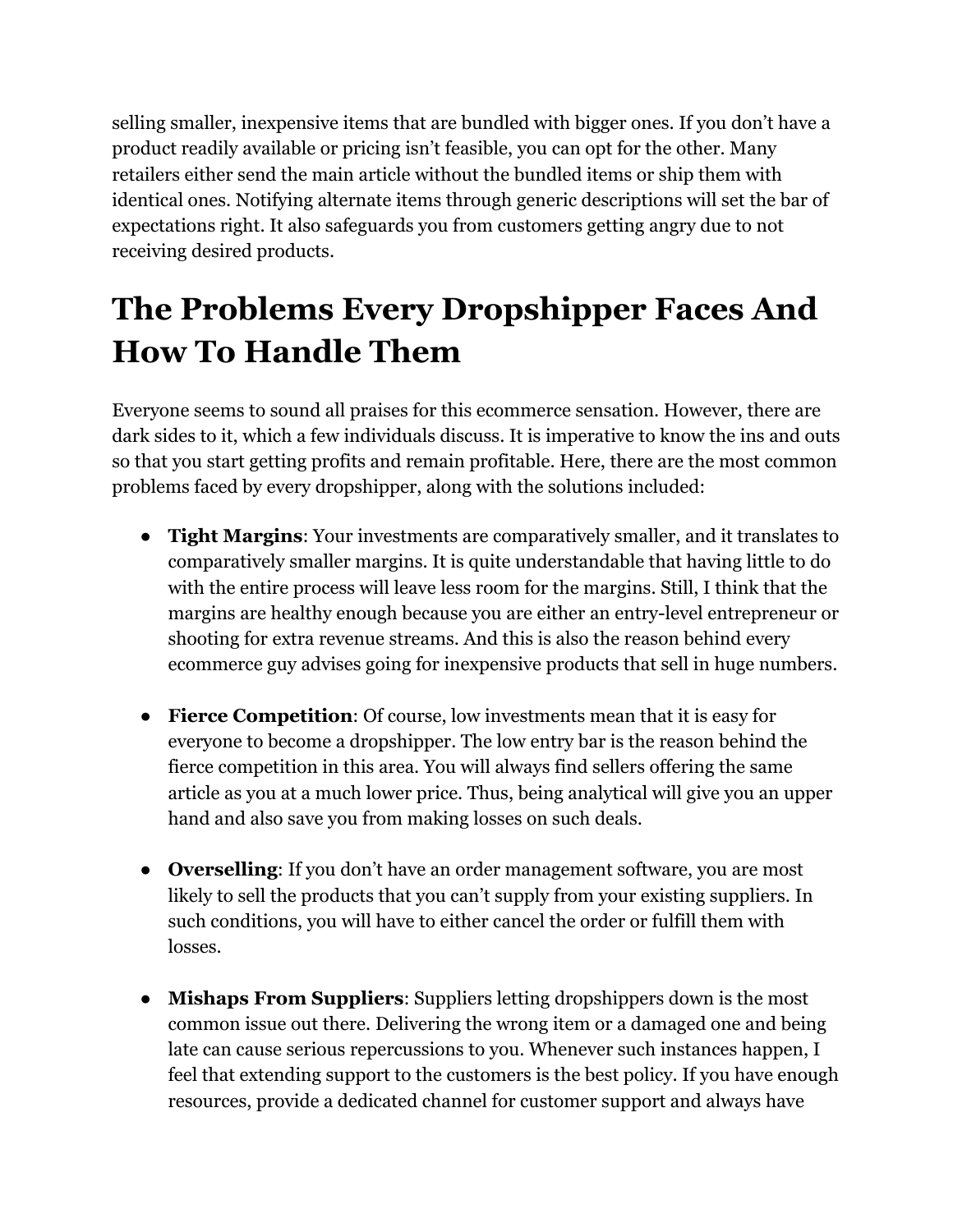selling smaller, inexpensive items that are bundled with bigger ones. If you don't have a product readily available or pricing isn't feasible, you can opt for the other. Many retailers either send the main article without the bundled items or ship them with identical ones. Notifying alternate items through generic descriptions will set the bar of expectations right. It also safeguards you from customers getting angry due to not receiving desired products.

# The Problems Every Dropshipper Faces And How To Handle Them

Everyone seems to sound all praises for this ecommerce sensation. However, there are dark sides to it, which a few individuals discuss. It is imperative to know the ins and outs so that you start getting profits and remain profitable. Here, there are the most common problems faced by every dropshipper, along with the solutions included:

- **Tight Margins**: Your investments are comparatively smaller, and it translates to comparatively smaller margins. It is quite understandable that having little to do with the entire process will leave less room for the margins. Still, I think that the margins are healthy enough because you are either an entry-level entrepreneur or shooting for extra revenue streams. And this is also the reason behind every ecommerce guy advises going for inexpensive products that sell in huge numbers.

- **Fierce Competition**: Of course, low investments mean that it is easy for everyone to become a dropshipper. The low entry bar is the reason behind the fierce competition in this area. You will always find sellers offering the same article as you at a much lower price. Thus, being analytical will give you an upper hand and also save you from making losses on such deals.

- **Overselling**: If you don't have an order management software, you are most likely to sell the products that you can't supply from your existing suppliers. In such conditions, you will have to either cancel the order or fulfill them with losses.

- **Mishaps From Suppliers**: Suppliers letting dropshippers down is the most common issue out there. Delivering the wrong item or a damaged one and being late can cause serious repercussions to you. Whenever such instances happen, I feel that extending support to the customers is the best policy. If you have enough resources, provide a dedicated channel for customer support and always have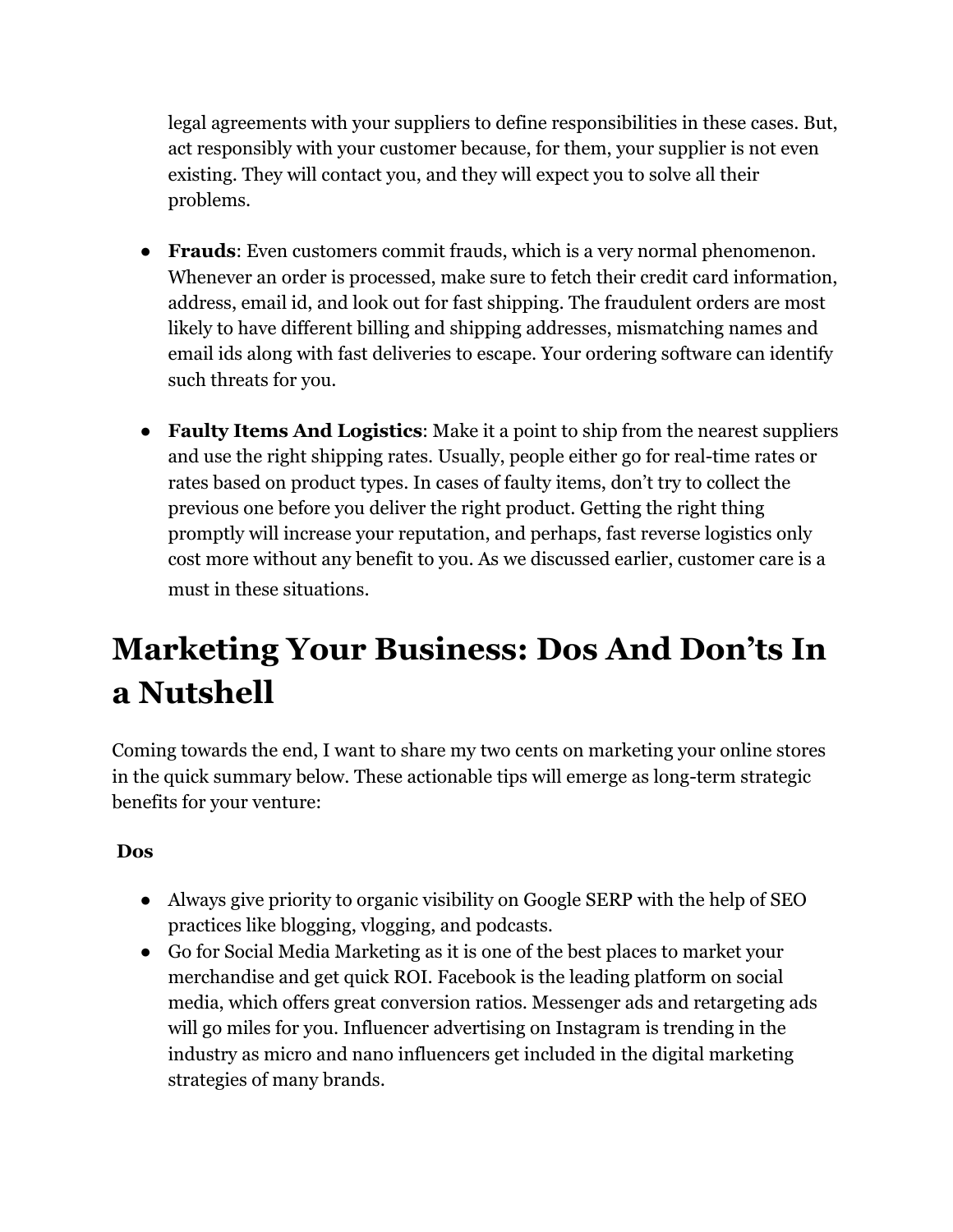legal agreements with your suppliers to define responsibilities in these cases. But, act responsibly with your customer because, for them, your supplier is not even existing. They will contact you, and they will expect you to solve all their problems.

- **Frauds**: Even customers commit frauds, which is a very normal phenomenon. Whenever an order is processed, make sure to fetch their credit card information, address, email id, and look out for fast shipping. The fraudulent orders are most likely to have different billing and shipping addresses, mismatching names and email ids along with fast deliveries to escape. Your ordering software can identify such threats for you.

- **Faulty Items And Logistics**: Make it a point to ship from the nearest suppliers and use the right shipping rates. Usually, people either go for real-time rates or rates based on product types. In cases of faulty items, don't try to collect the previous one before you deliver the right product. Getting the right thing promptly will increase your reputation, and perhaps, fast reverse logistics only cost more without any benefit to you. As we discussed earlier, customer care is a must in these situations.

# Marketing Your Business: Dos And Don'ts In a Nutshell

Coming towards the end, I want to share my two cents on marketing your online stores in the quick summary below. These actionable tips will emerge as long-term strategic benefits for your venture:

**Dos**

- Always give priority to organic visibility on Google SERP with the help of SEO practices like blogging, vlogging, and podcasts.
- Go for Social Media Marketing as it is one of the best places to market your merchandise and get quick ROI. Facebook is the leading platform on social media, which offers great conversion ratios. Messenger ads and retargeting ads will go miles for you. Influencer advertising on Instagram is trending in the industry as micro and nano influencers get included in the digital marketing strategies of many brands.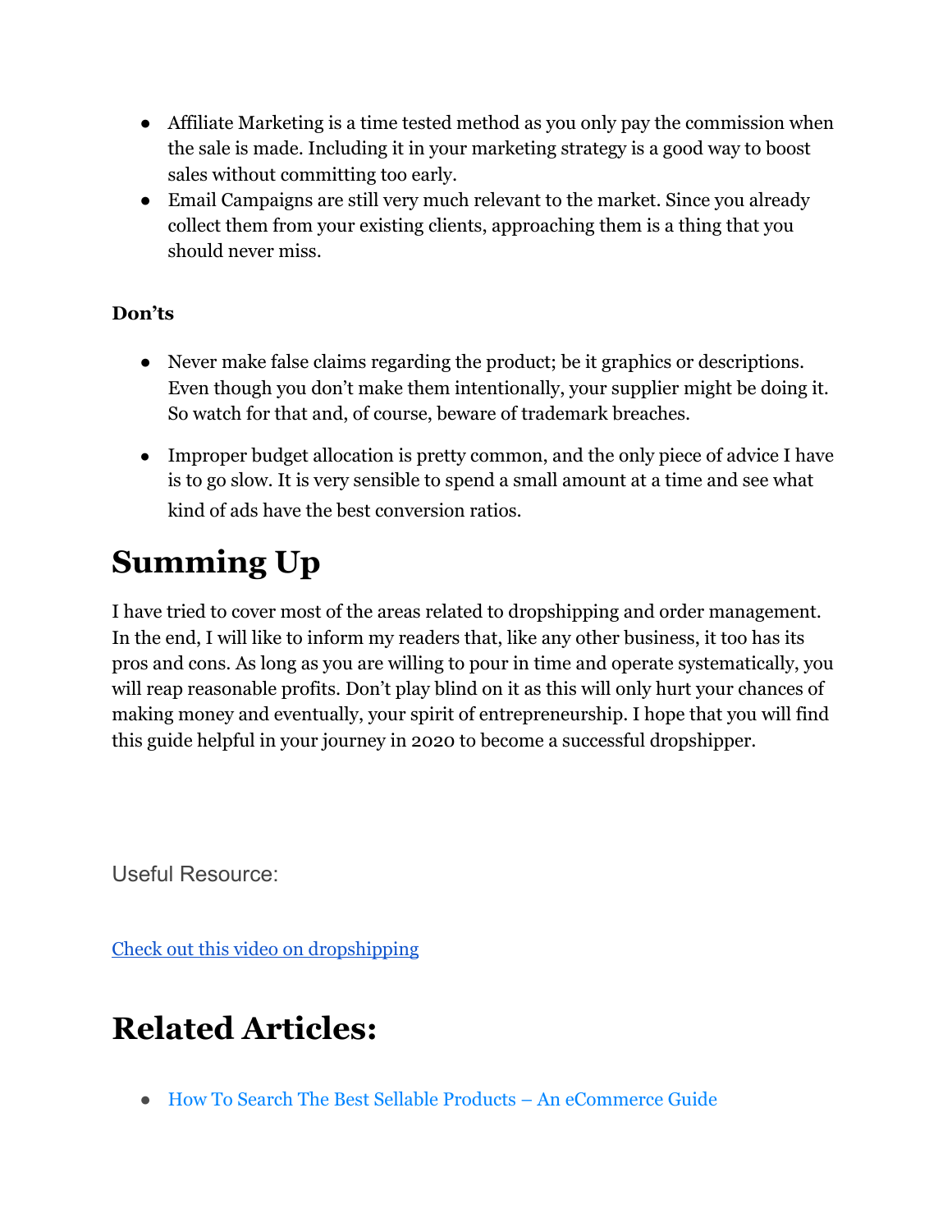- Affiliate Marketing is a time tested method as you only pay the commission when the sale is made. Including it in your marketing strategy is a good way to boost sales without committing too early.
- Email Campaigns are still very much relevant to the market. Since you already collect them from your existing clients, approaching them is a thing that you should never miss.

**Don'ts**

- Never make false claims regarding the product; be it graphics or descriptions. Even though you don't make them intentionally, your supplier might be doing it. So watch for that and, of course, beware of trademark breaches.
- Improper budget allocation is pretty common, and the only piece of advice I have is to go slow. It is very sensible to spend a small amount at a time and see what kind of ads have the best conversion ratios.

# Summing Up

I have tried to cover most of the areas related to dropshipping and order management. In the end, I will like to inform my readers that, like any other business, it too has its pros and cons. As long as you are willing to pour in time and operate systematically, you will reap reasonable profits. Don't play blind on it as this will only hurt your chances of making money and eventually, your spirit of entrepreneurship. I hope that you will find this guide helpful in your journey in 2020 to become a successful dropshipper.

Useful Resource:

[Check out this video on dropshipping]

# Related Articles:

- How To Search The Best Sellable Products – An eCommerce Guide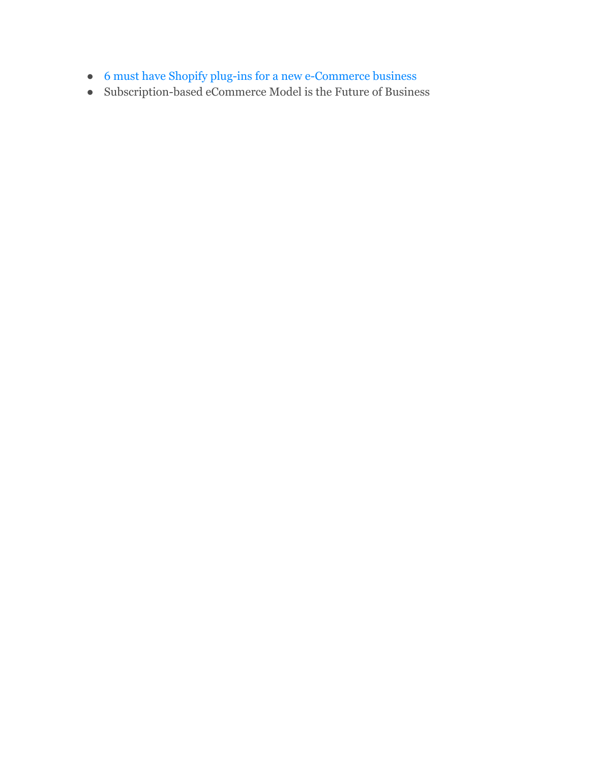- 6 must have Shopify plug-ins for a new e-Commerce business
- Subscription-based eCommerce Model is the Future of Business